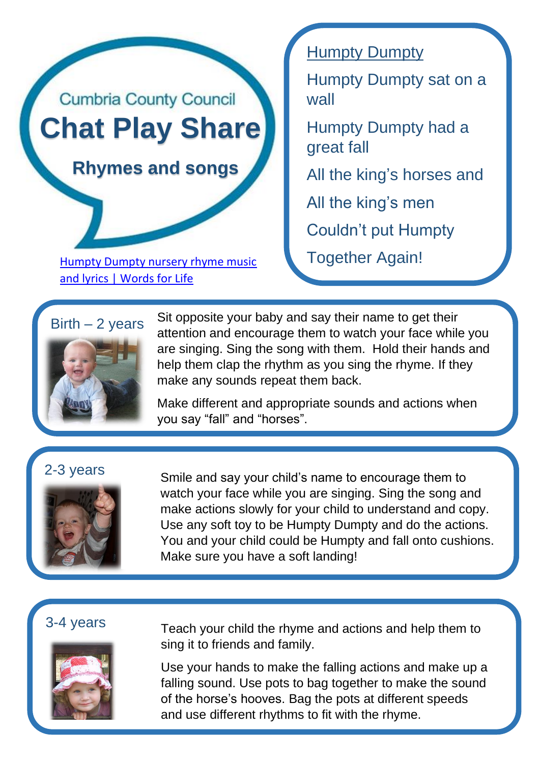Cumbria County Council

# Chat Play Share

## Rhymes and songs

[Humpty Dumpty nursery rhyme music and lyrics | Words for Life]

### Humpty Dumpty

Humpty Dumpty sat on a wall

Humpty Dumpty had a great fall

All the king's horses and

All the king's men

Couldn't put Humpty

Together Again!

### Birth – 2 years

Sit opposite your baby and say their name to get their attention and encourage them to watch your face while you are singing. Sing the song with them. Hold their hands and help them clap the rhythm as you sing the rhyme. If they make any sounds repeat them back.

Make different and appropriate sounds and actions when you say "fall" and "horses".

### 2-3 years

Smile and say your child's name to encourage them to watch your face while you are singing. Sing the song and make actions slowly for your child to understand and copy. Use any soft toy to be Humpty Dumpty and do the actions. You and your child could be Humpty and fall onto cushions. Make sure you have a soft landing!

### 3-4 years

Teach your child the rhyme and actions and help them to sing it to friends and family.

Use your hands to make the falling actions and make up a falling sound. Use pots to bag together to make the sound of the horse's hooves. Bag the pots at different speeds and use different rhythms to fit with the rhyme.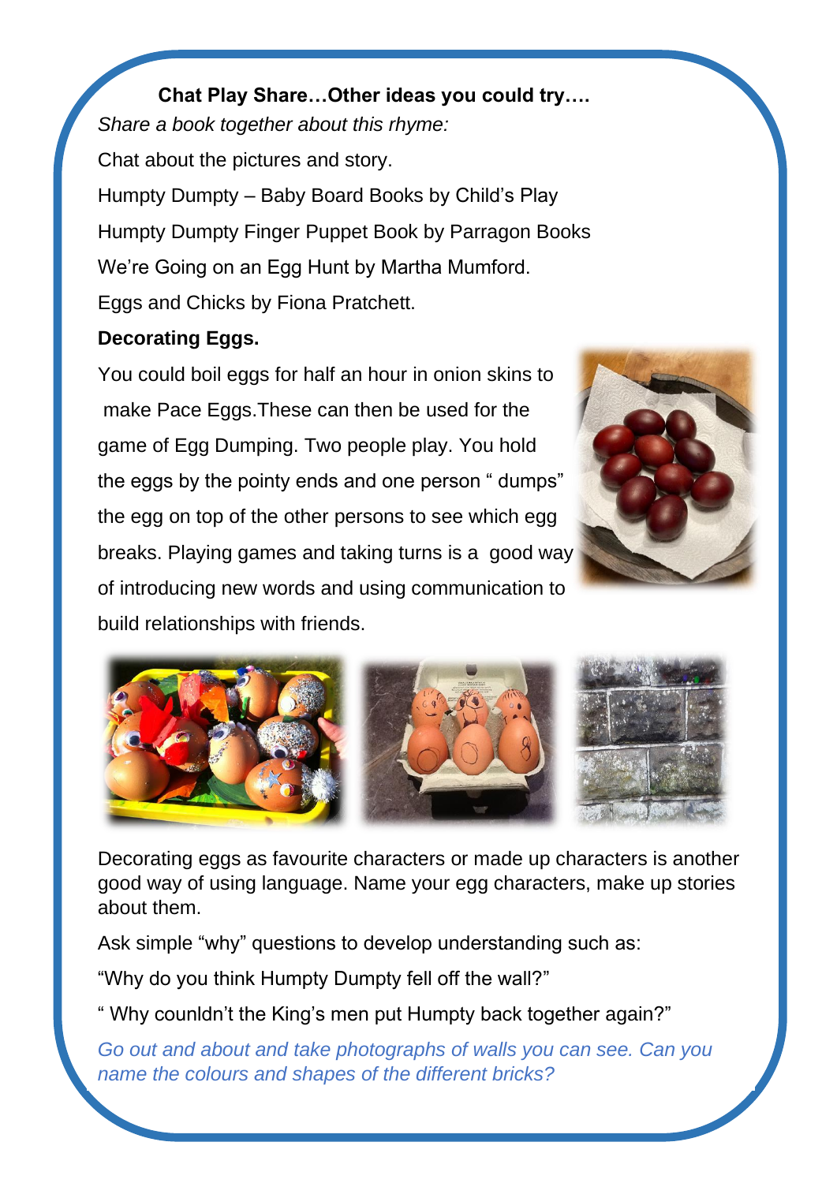**Chat Play Share…Other ideas you could try….**

*Share a book together about this rhyme:*

Chat about the pictures and story.

Humpty Dumpty – Baby Board Books by Child's Play

Humpty Dumpty Finger Puppet Book by Parragon Books

We're Going on an Egg Hunt by Martha Mumford.

Eggs and Chicks by Fiona Pratchett.

**Decorating Eggs.**

You could boil eggs for half an hour in onion skins to make Pace Eggs.These can then be used for the game of Egg Dumping. Two people play. You hold the eggs by the pointy ends and one person " dumps" the egg on top of the other persons to see which egg breaks. Playing games and taking turns is a good way of introducing new words and using communication to build relationships with friends.

Decorating eggs as favourite characters or made up characters is another good way of using language. Name your egg characters, make up stories about them.

Ask simple "why" questions to develop understanding such as:

"Why do you think Humpty Dumpty fell off the wall?"

" Why counldn't the King's men put Humpty back together again?"

*Go out and about and take photographs of walls you can see. Can you name the colours and shapes of the different bricks?*